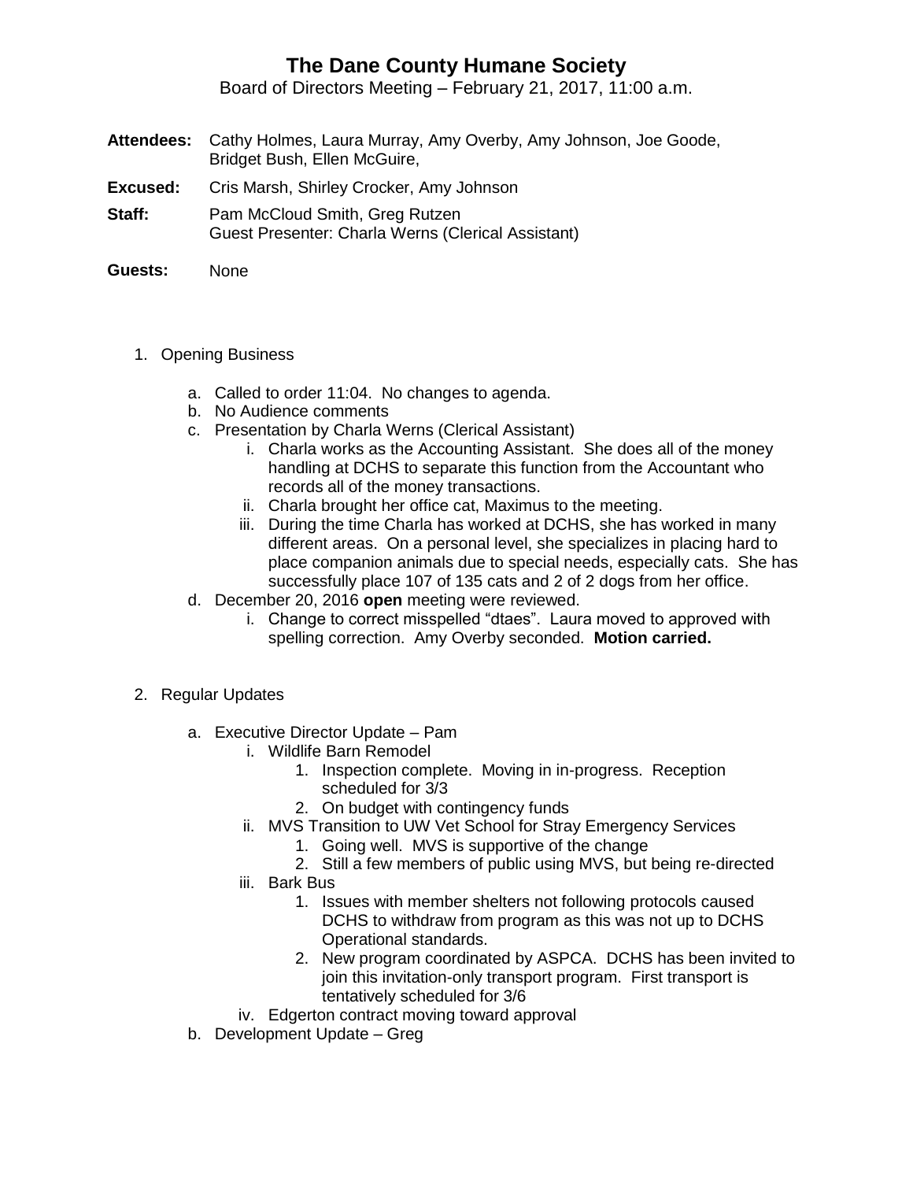# The Dane County Humane Society

Board of Directors Meeting – February 21, 2017, 11:00 a.m.

**Attendees:** Cathy Holmes, Laura Murray, Amy Overby, Amy Johnson, Joe Goode, Bridget Bush, Ellen McGuire,

**Excused:** Cris Marsh, Shirley Crocker, Amy Johnson

**Staff:** Pam McCloud Smith, Greg Rutzen
Guest Presenter: Charla Werns (Clerical Assistant)

**Guests:** None

1. Opening Business
   a. Called to order 11:04. No changes to agenda.
   b. No Audience comments
   c. Presentation by Charla Werns (Clerical Assistant)
      i. Charla works as the Accounting Assistant. She does all of the money handling at DCHS to separate this function from the Accountant who records all of the money transactions.
      ii. Charla brought her office cat, Maximus to the meeting.
      iii. During the time Charla has worked at DCHS, she has worked in many different areas. On a personal level, she specializes in placing hard to place companion animals due to special needs, especially cats. She has successfully place 107 of 135 cats and 2 of 2 dogs from her office.
   d. December 20, 2016 **open** meeting were reviewed.
      i. Change to correct misspelled "dtaes". Laura moved to approved with spelling correction. Amy Overby seconded. **Motion carried.**

2. Regular Updates
   a. Executive Director Update – Pam
      i. Wildlife Barn Remodel
         1. Inspection complete. Moving in in-progress. Reception scheduled for 3/3
         2. On budget with contingency funds
      ii. MVS Transition to UW Vet School for Stray Emergency Services
         1. Going well. MVS is supportive of the change
         2. Still a few members of public using MVS, but being re-directed
      iii. Bark Bus
         1. Issues with member shelters not following protocols caused DCHS to withdraw from program as this was not up to DCHS Operational standards.
         2. New program coordinated by ASPCA. DCHS has been invited to join this invitation-only transport program. First transport is tentatively scheduled for 3/6
      iv. Edgerton contract moving toward approval
   b. Development Update – Greg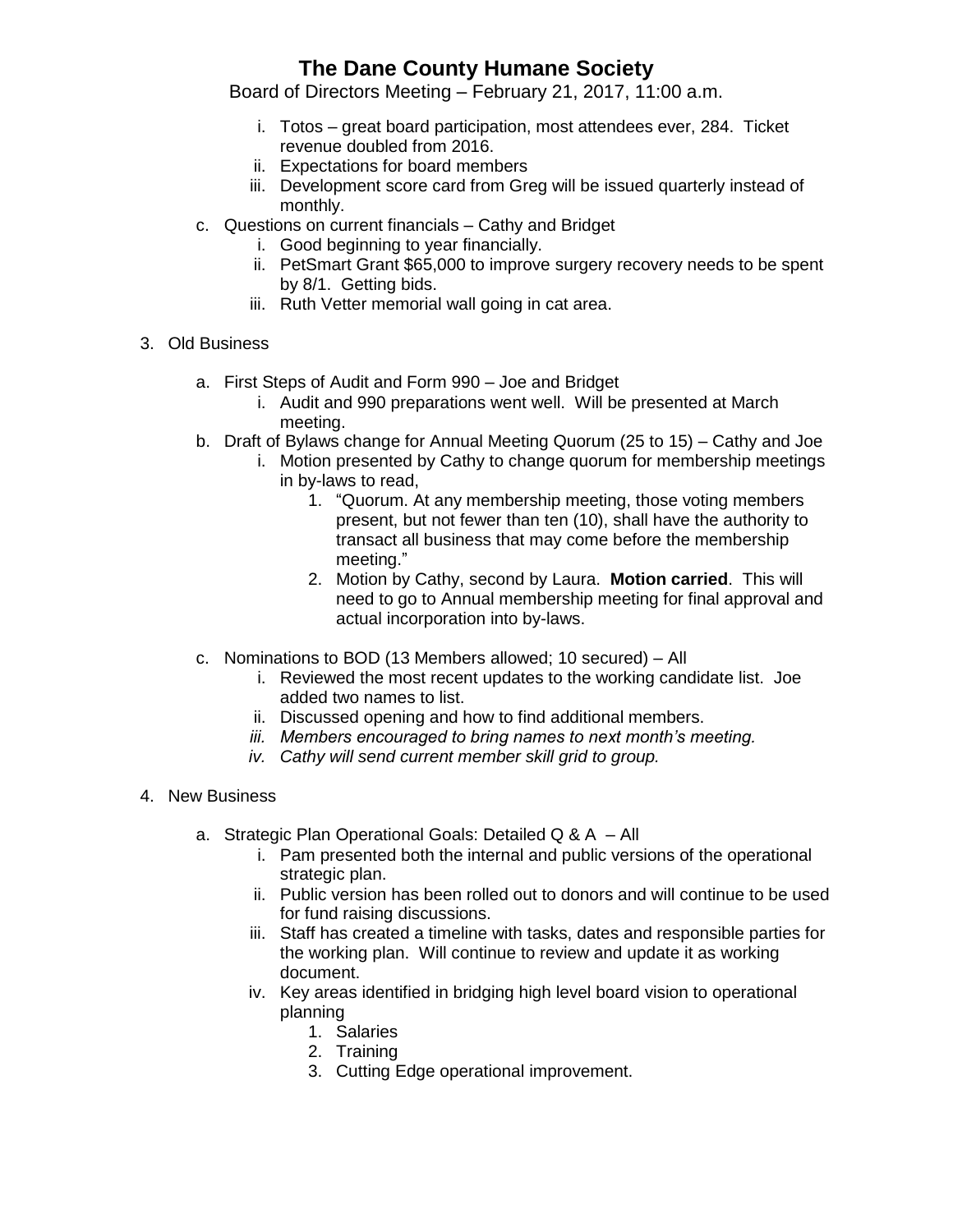i. Totos – great board participation, most attendees ever, 284. Ticket revenue doubled from 2016.
ii. Expectations for board members
iii. Development score card from Greg will be issued quarterly instead of monthly.

c. Questions on current financials – Cathy and Bridget
   i. Good beginning to year financially.
   ii. PetSmart Grant $65,000 to improve surgery recovery needs to be spent by 8/1. Getting bids.
   iii. Ruth Vetter memorial wall going in cat area.

3. Old Business

   a. First Steps of Audit and Form 990 – Joe and Bridget
      i. Audit and 990 preparations went well. Will be presented at March meeting.
   b. Draft of Bylaws change for Annual Meeting Quorum (25 to 15) – Cathy and Joe
      i. Motion presented by Cathy to change quorum for membership meetings in by-laws to read,
         1. "Quorum. At any membership meeting, those voting members present, but not fewer than ten (10), shall have the authority to transact all business that may come before the membership meeting."
         2. Motion by Cathy, second by Laura. **Motion carried**. This will need to go to Annual membership meeting for final approval and actual incorporation into by-laws.

   c. Nominations to BOD (13 Members allowed; 10 secured) – All
      i. Reviewed the most recent updates to the working candidate list. Joe added two names to list.
      ii. Discussed opening and how to find additional members.
      iii. *Members encouraged to bring names to next month's meeting.*
      iv. *Cathy will send current member skill grid to group.*

4. New Business

   a. Strategic Plan Operational Goals: Detailed Q & A – All
      i. Pam presented both the internal and public versions of the operational strategic plan.
      ii. Public version has been rolled out to donors and will continue to be used for fund raising discussions.
      iii. Staff has created a timeline with tasks, dates and responsible parties for the working plan. Will continue to review and update it as working document.
      iv. Key areas identified in bridging high level board vision to operational planning
         1. Salaries
         2. Training
         3. Cutting Edge operational improvement.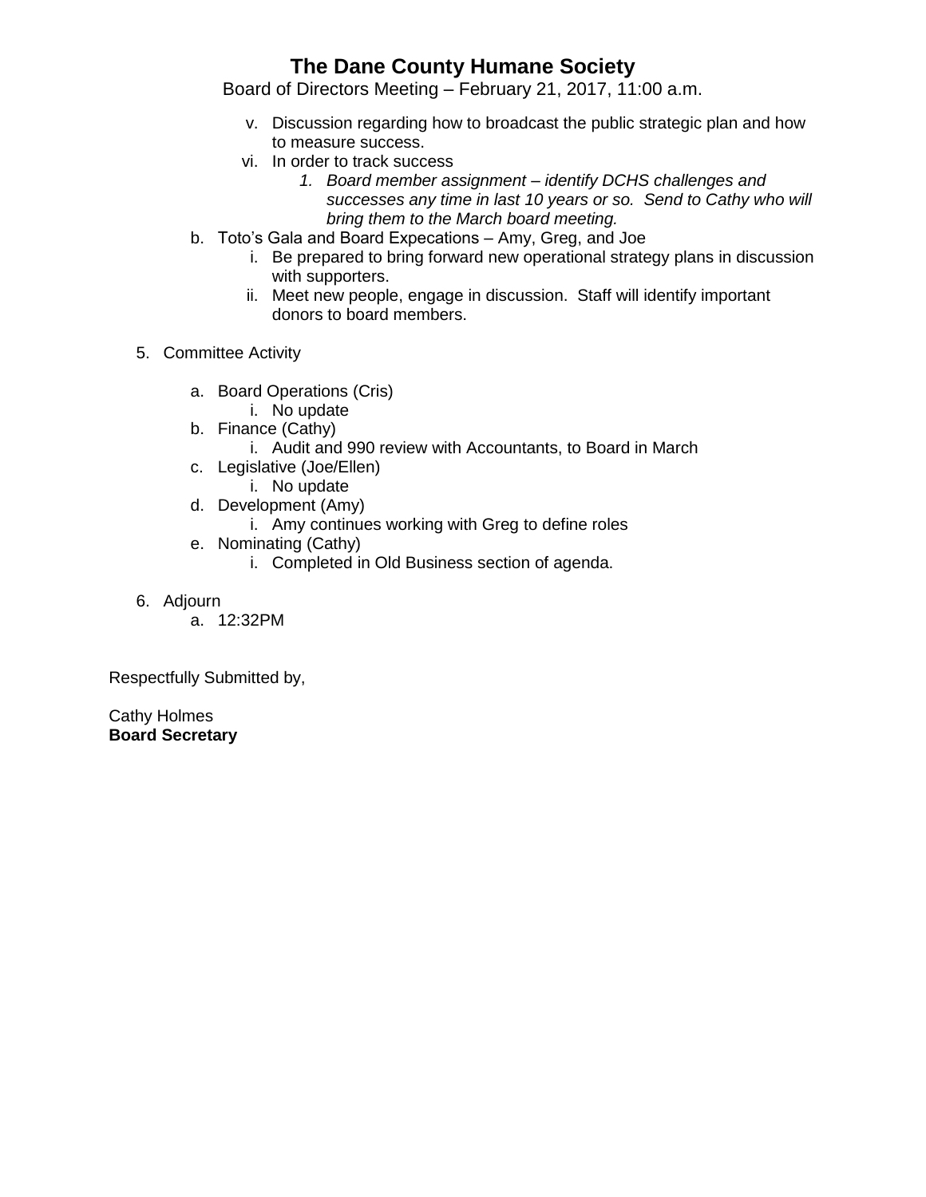v. Discussion regarding how to broadcast the public strategic plan and how to measure success.
vi. In order to track success
   1. *Board member assignment – identify DCHS challenges and successes any time in last 10 years or so. Send to Cathy who will bring them to the March board meeting.*

b. Toto's Gala and Board Expecations – Amy, Greg, and Joe
   i. Be prepared to bring forward new operational strategy plans in discussion with supporters.
   ii. Meet new people, engage in discussion. Staff will identify important donors to board members.

5. Committee Activity

   a. Board Operations (Cris)
      i. No update
   b. Finance (Cathy)
      i. Audit and 990 review with Accountants, to Board in March
   c. Legislative (Joe/Ellen)
      i. No update
   d. Development (Amy)
      i. Amy continues working with Greg to define roles
   e. Nominating (Cathy)
      i. Completed in Old Business section of agenda.

6. Adjourn
   a. 12:32PM

Respectfully Submitted by,

Cathy Holmes
**Board Secretary**